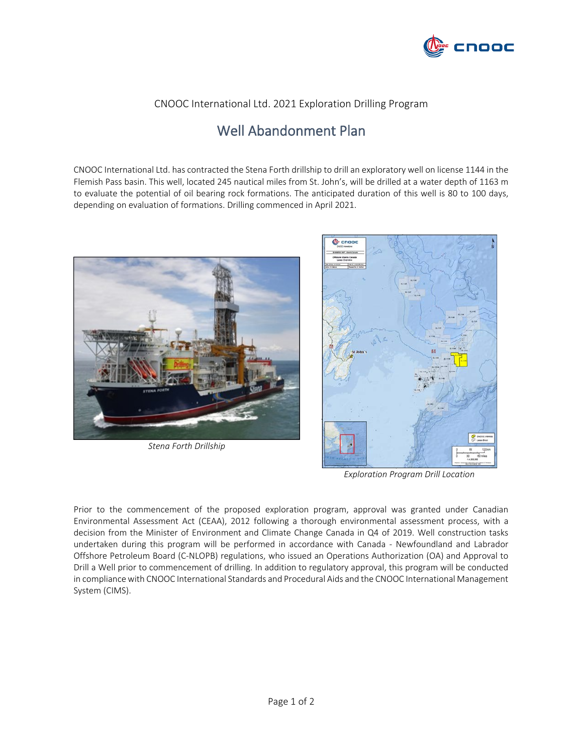CNOOC International Ltd. 2021 Exploration Drilling Program

# Well Abandonment Plan

CNOOC International Ltd. has contracted the Stena Forth drillship to drill an exploratory well on license 1144 in the Flemish Pass basin. This well, located 245 nautical miles from St. John's, will be drilled at a water depth of 1163 m to evaluate the potential of oil bearing rock formations. The anticipated duration of this well is 80 to 100 days, depending on evaluation of formations. Drilling commenced in April 2021.

*Stena Forth Drillship*

*Exploration Program Drill Location*

Prior to the commencement of the proposed exploration program, approval was granted under Canadian Environmental Assessment Act (CEAA), 2012 following a thorough environmental assessment process, with a decision from the Minister of Environment and Climate Change Canada in Q4 of 2019. Well construction tasks undertaken during this program will be performed in accordance with Canada - Newfoundland and Labrador Offshore Petroleum Board (C-NLOPB) regulations, who issued an Operations Authorization (OA) and Approval to Drill a Well prior to commencement of drilling. In addition to regulatory approval, this program will be conducted in compliance with CNOOC International Standards and Procedural Aids and the CNOOC International Management System (CIMS).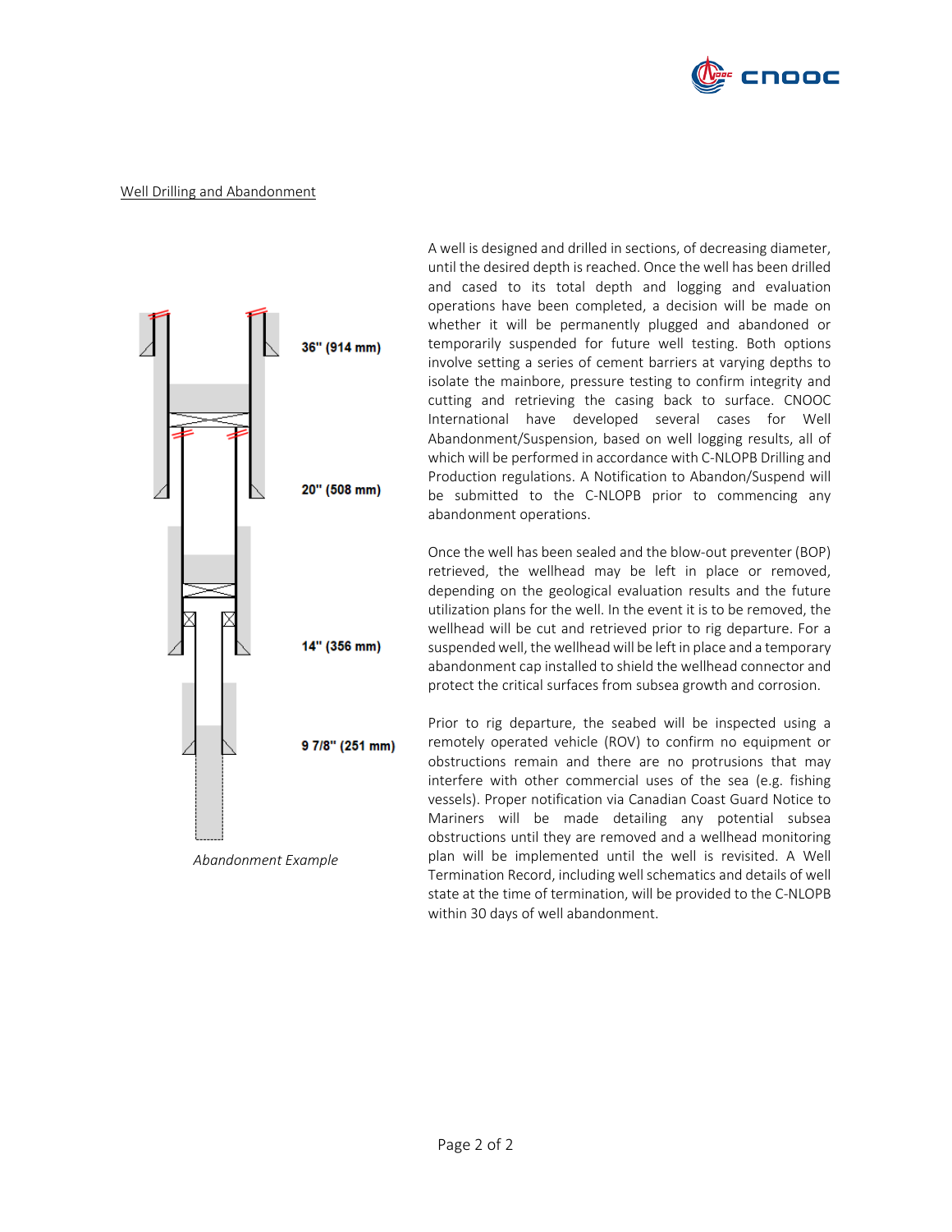Well Drilling and Abandonment

36" (914 mm)

20" (508 mm)

14" (356 mm)

9 7/8" (251 mm)

*Abandonment Example*

A well is designed and drilled in sections, of decreasing diameter, until the desired depth is reached. Once the well has been drilled and cased to its total depth and logging and evaluation operations have been completed, a decision will be made on whether it will be permanently plugged and abandoned or temporarily suspended for future well testing. Both options involve setting a series of cement barriers at varying depths to isolate the mainbore, pressure testing to confirm integrity and cutting and retrieving the casing back to surface. CNOOC International have developed several cases for Well Abandonment/Suspension, based on well logging results, all of which will be performed in accordance with C-NLOPB Drilling and Production regulations. A Notification to Abandon/Suspend will be submitted to the C-NLOPB prior to commencing any abandonment operations.

Once the well has been sealed and the blow-out preventer (BOP) retrieved, the wellhead may be left in place or removed, depending on the geological evaluation results and the future utilization plans for the well. In the event it is to be removed, the wellhead will be cut and retrieved prior to rig departure. For a suspended well, the wellhead will be left in place and a temporary abandonment cap installed to shield the wellhead connector and protect the critical surfaces from subsea growth and corrosion.

Prior to rig departure, the seabed will be inspected using a remotely operated vehicle (ROV) to confirm no equipment or obstructions remain and there are no protrusions that may interfere with other commercial uses of the sea (e.g. fishing vessels). Proper notification via Canadian Coast Guard Notice to Mariners will be made detailing any potential subsea obstructions until they are removed and a wellhead monitoring plan will be implemented until the well is revisited. A Well Termination Record, including well schematics and details of well state at the time of termination, will be provided to the C-NLOPB within 30 days of well abandonment.